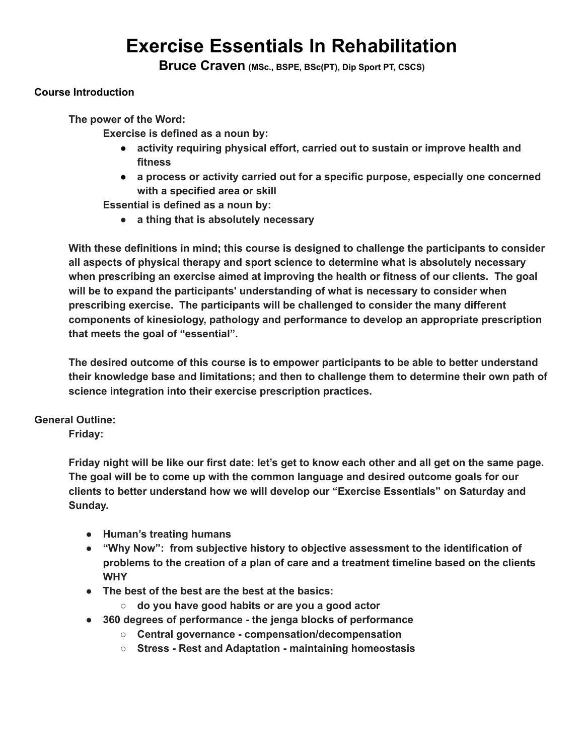# Exercise Essentials In Rehabilitation

**Bruce Craven (MSc., BSPE, BSc(PT), Dip Sport PT, CSCS)**

**Course Introduction**

**The power of the Word:**

**Exercise is defined as a noun by:**

- **activity requiring physical effort, carried out to sustain or improve health and fitness**
- **a process or activity carried out for a specific purpose, especially one concerned with a specified area or skill**

**Essential is defined as a noun by:**

- **a thing that is absolutely necessary**

**With these definitions in mind; this course is designed to challenge the participants to consider all aspects of physical therapy and sport science to determine what is absolutely necessary when prescribing an exercise aimed at improving the health or fitness of our clients. The goal will be to expand the participants' understanding of what is necessary to consider when prescribing exercise. The participants will be challenged to consider the many different components of kinesiology, pathology and performance to develop an appropriate prescription that meets the goal of "essential".**

**The desired outcome of this course is to empower participants to be able to better understand their knowledge base and limitations; and then to challenge them to determine their own path of science integration into their exercise prescription practices.**

**General Outline:**

**Friday:**

**Friday night will be like our first date: let's get to know each other and all get on the same page. The goal will be to come up with the common language and desired outcome goals for our clients to better understand how we will develop our "Exercise Essentials" on Saturday and Sunday.**

- **Human's treating humans**
- **"Why Now": from subjective history to objective assessment to the identification of problems to the creation of a plan of care and a treatment timeline based on the clients WHY**
- **The best of the best are the best at the basics:**
  - **do you have good habits or are you a good actor**
- **360 degrees of performance - the jenga blocks of performance**
  - **Central governance - compensation/decompensation**
  - **Stress - Rest and Adaptation - maintaining homeostasis**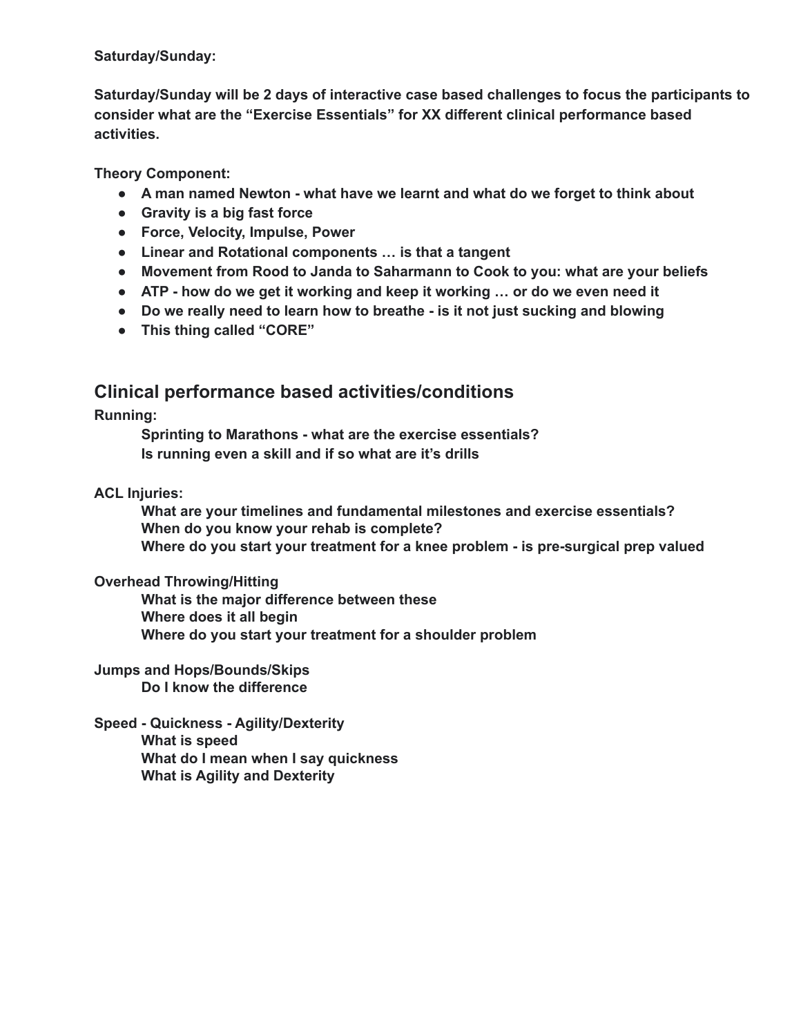**Saturday/Sunday:**

**Saturday/Sunday will be 2 days of interactive case based challenges to focus the participants to consider what are the "Exercise Essentials" for XX different clinical performance based activities.**

**Theory Component:**

- **A man named Newton - what have we learnt and what do we forget to think about**
- **Gravity is a big fast force**
- **Force, Velocity, Impulse, Power**
- **Linear and Rotational components … is that a tangent**
- **Movement from Rood to Janda to Saharmann to Cook to you: what are your beliefs**
- **ATP - how do we get it working and keep it working … or do we even need it**
- **Do we really need to learn how to breathe - is it not just sucking and blowing**
- **This thing called "CORE"**

## Clinical performance based activities/conditions

**Running:**

**Sprinting to Marathons - what are the exercise essentials?**
**Is running even a skill and if so what are it's drills**

**ACL Injuries:**

**What are your timelines and fundamental milestones and exercise essentials?**
**When do you know your rehab is complete?**
**Where do you start your treatment for a knee problem - is pre-surgical prep valued**

**Overhead Throwing/Hitting**

**What is the major difference between these**
**Where does it all begin**
**Where do you start your treatment for a shoulder problem**

**Jumps and Hops/Bounds/Skips**

**Do I know the difference**

**Speed - Quickness - Agility/Dexterity**

**What is speed**
**What do I mean when I say quickness**
**What is Agility and Dexterity**